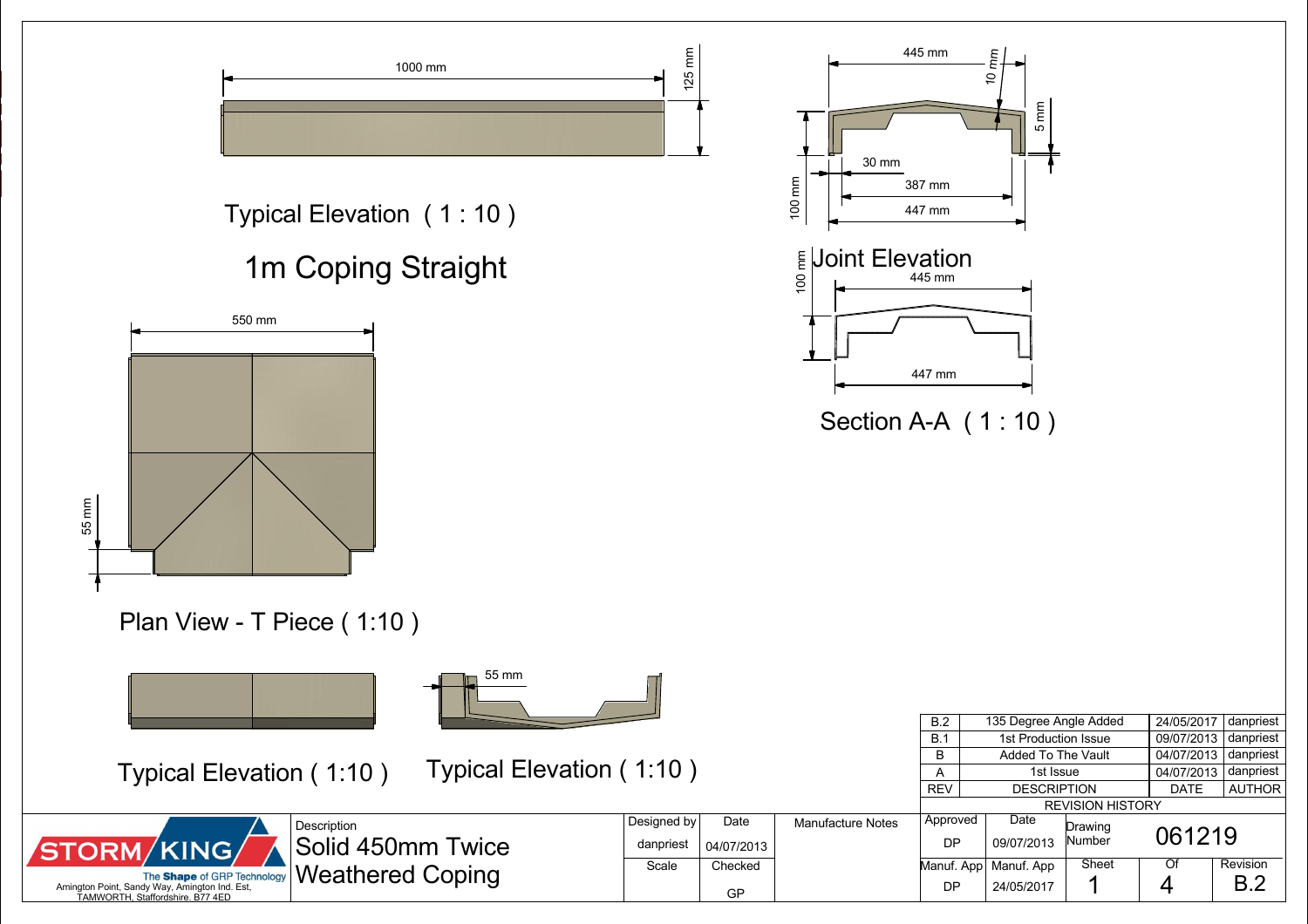# 1m Coping Straight

Typical Elevation ( 1 : 10 )

1000 mm

125 mm

Joint Elevation

445 mm

10 mm

5 mm

30 mm

387 mm

447 mm

100 mm

Section A-A ( 1 : 10 )

445 mm

447 mm

100 mm

Plan View - T Piece ( 1:10 )

550 mm

55 mm

Typical Elevation ( 1:10 )

Typical Elevation ( 1:10 )

55 mm

| REV | DESCRIPTION | DATE | AUTHOR |
|---|---|---|---|
| B.2 | 135 Degree Angle Added | 24/05/2017 | danpriest |
| B.1 | 1st Production Issue | 09/07/2013 | danpriest |
| B | Added To The Vault | 04/07/2013 | danpriest |
| A | 1st Issue | 04/07/2013 | danpriest |

REVISION HISTORY

STORM KING
The Shape of GRP Technology
Amington Point, Sandy Way, Amington Ind. Est, TAMWORTH, Staffordshire. B77 4ED

| Description | Designed by | Date | Manufacture Notes | Approved | Date | Drawing Number | |
|---|---|---|---|---|---|---|---|
| Solid 450mm Twice Weathered Coping | danpriest | 04/07/2013 | | DP | 09/07/2013 | 061219 | |
| | Scale | Checked | | Manuf. App | Manuf. App | Sheet | Of | Revision |
| | | GP | | DP | 24/05/2017 | 1 | 4 | B.2 |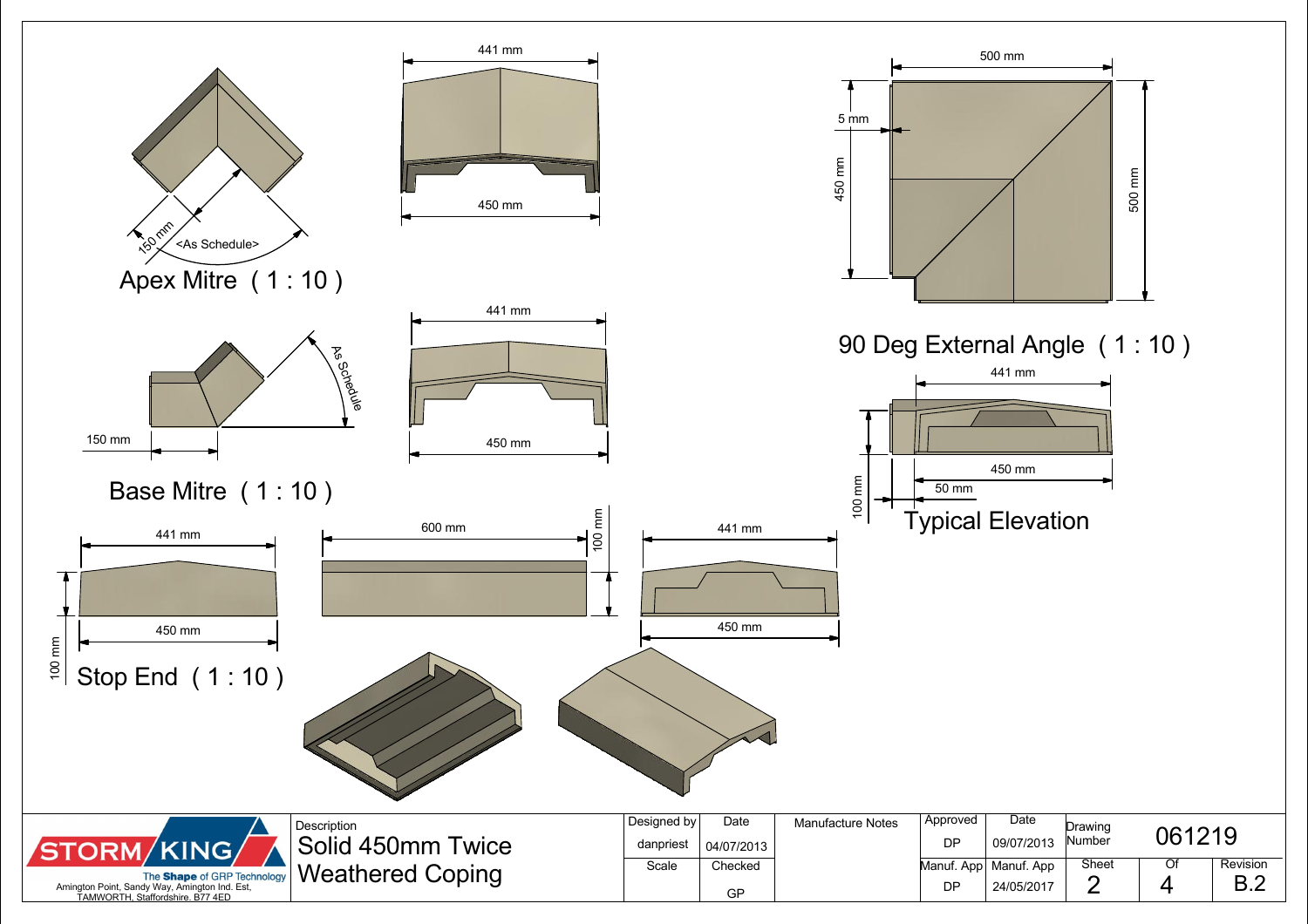## Apex Mitre ( 1 : 10 )

150 mm

<As Schedule>

441 mm

450 mm

## Base Mitre ( 1 : 10 )

150 mm

As Schedule

441 mm

450 mm

## 90 Deg External Angle ( 1 : 10 )

500 mm

5 mm

450 mm

500 mm

## Typical Elevation

441 mm

450 mm

50 mm

100 mm

## Stop End ( 1 : 10 )

441 mm

450 mm

100 mm

600 mm

100 mm

441 mm

450 mm

---

STORM KING — The Shape of GRP Technology

Amington Point, Sandy Way, Amington Ind. Est, TAMWORTH, Staffordshire. B77 4ED

| Description | Designed by | Date | Manufacture Notes | Approved | Date | Drawing Number | | |
|---|---|---|---|---|---|---|---|---|
| Solid 450mm Twice Weathered Coping | danpriest | 04/07/2013 | | DP | 09/07/2013 | 061219 | | |
| | Scale | Checked | | Manuf. App | Manuf. App | Sheet | Of | Revision |
| | | GP | | DP | 24/05/2017 | 2 | 4 | B.2 |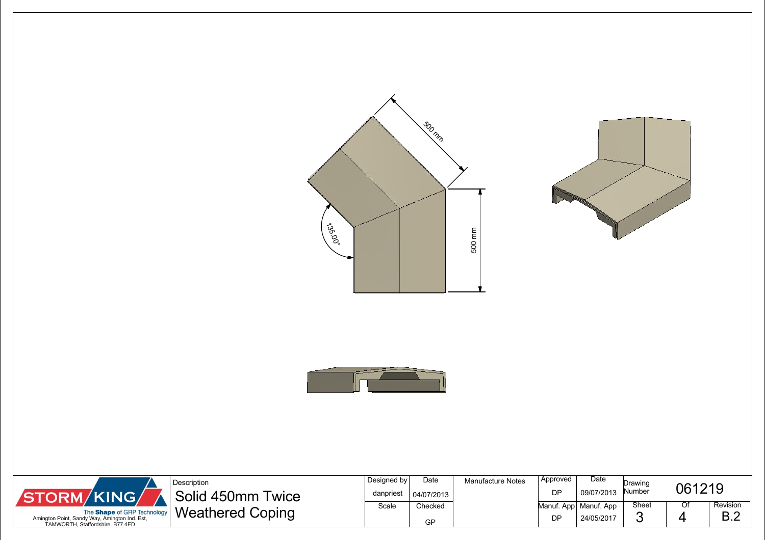500 mm

135.00°

500 mm

| STORM KING — The Shape of GRP Technology — Amington Point, Sandy Way, Amington Ind. Est, TAMWORTH, Staffordshire. B77 4ED | Description | Designed by | Date | Manufacture Notes | Approved | Date | Drawing Number | | |
|---|---|---|---|---|---|---|---|---|---|
| | Solid 450mm Twice Weathered Coping | danpriest | 04/07/2013 | | DP | 09/07/2013 | 061219 | | |
| | | Scale | Checked | | Manuf. App | Manuf. App | Sheet | Of | Revision |
| | | | GP | | DP | 24/05/2017 | 3 | 4 | B.2 |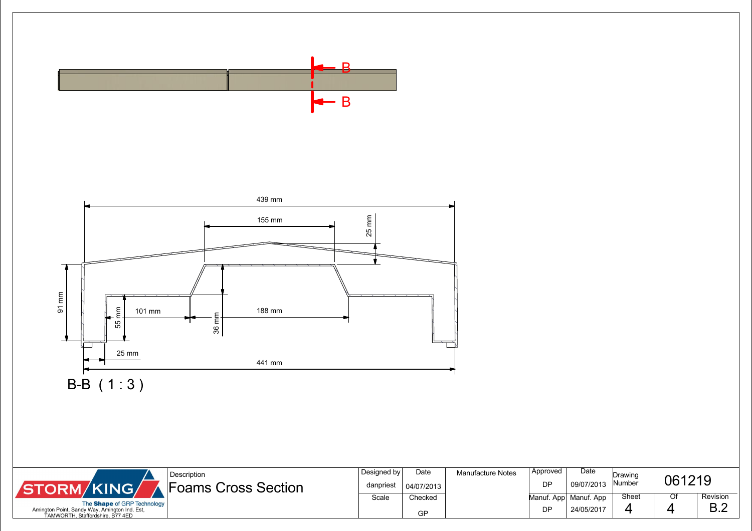B

B

439 mm

155 mm

25 mm

91 mm

55 mm

101 mm

36 mm

188 mm

25 mm

441 mm

B-B ( 1 : 3 )

STORM KING

The Shape of GRP Technology

Amington Point, Sandy Way, Amington Ind. Est, TAMWORTH, Staffordshire. B77 4ED

| Description | Designed by | Date | Manufacture Notes | Approved | Date | Drawing Number | | |
|---|---|---|---|---|---|---|---|---|
| Foams Cross Section | danpriest | 04/07/2013 | | DP | 09/07/2013 | 061219 | | |
| | Scale | Checked | | Manuf. App | Manuf. App | Sheet | Of | Revision |
| | | GP | | DP | 24/05/2017 | 4 | 4 | B.2 |